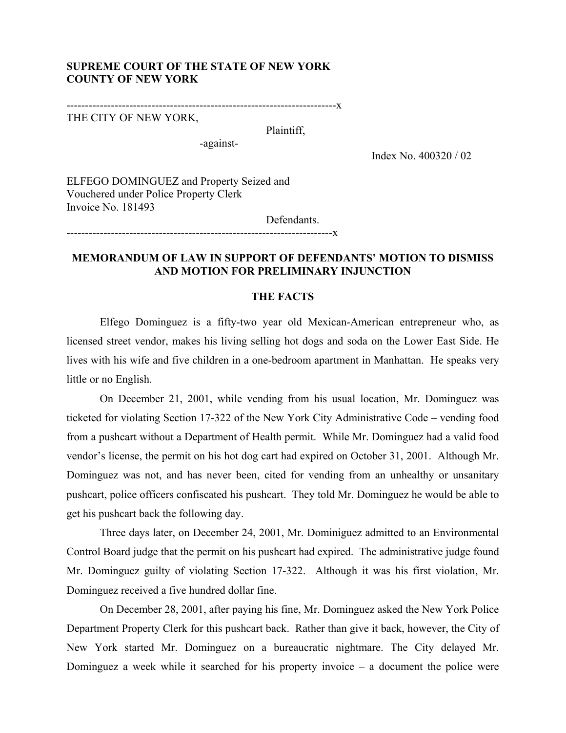**SUPREME COURT OF THE STATE OF NEW YORK**
**COUNTY OF NEW YORK**

------------------------------------------------------------------------x

THE CITY OF NEW YORK,

Plaintiff,

-against-

Index No. 400320 / 02

ELFEGO DOMINGUEZ and Property Seized and Vouchered under Police Property Clerk Invoice No. 181493

Defendants.

------------------------------------------------------------------------x

## MEMORANDUM OF LAW IN SUPPORT OF DEFENDANTS' MOTION TO DISMISS AND MOTION FOR PRELIMINARY INJUNCTION

### THE FACTS

Elfego Dominguez is a fifty-two year old Mexican-American entrepreneur who, as licensed street vendor, makes his living selling hot dogs and soda on the Lower East Side. He lives with his wife and five children in a one-bedroom apartment in Manhattan. He speaks very little or no English.

On December 21, 2001, while vending from his usual location, Mr. Dominguez was ticketed for violating Section 17-322 of the New York City Administrative Code – vending food from a pushcart without a Department of Health permit. While Mr. Dominguez had a valid food vendor's license, the permit on his hot dog cart had expired on October 31, 2001. Although Mr. Dominguez was not, and has never been, cited for vending from an unhealthy or unsanitary pushcart, police officers confiscated his pushcart. They told Mr. Dominguez he would be able to get his pushcart back the following day.

Three days later, on December 24, 2001, Mr. Dominiguez admitted to an Environmental Control Board judge that the permit on his pushcart had expired. The administrative judge found Mr. Dominguez guilty of violating Section 17-322. Although it was his first violation, Mr. Dominguez received a five hundred dollar fine.

On December 28, 2001, after paying his fine, Mr. Dominguez asked the New York Police Department Property Clerk for this pushcart back. Rather than give it back, however, the City of New York started Mr. Dominguez on a bureaucratic nightmare. The City delayed Mr. Dominguez a week while it searched for his property invoice – a document the police were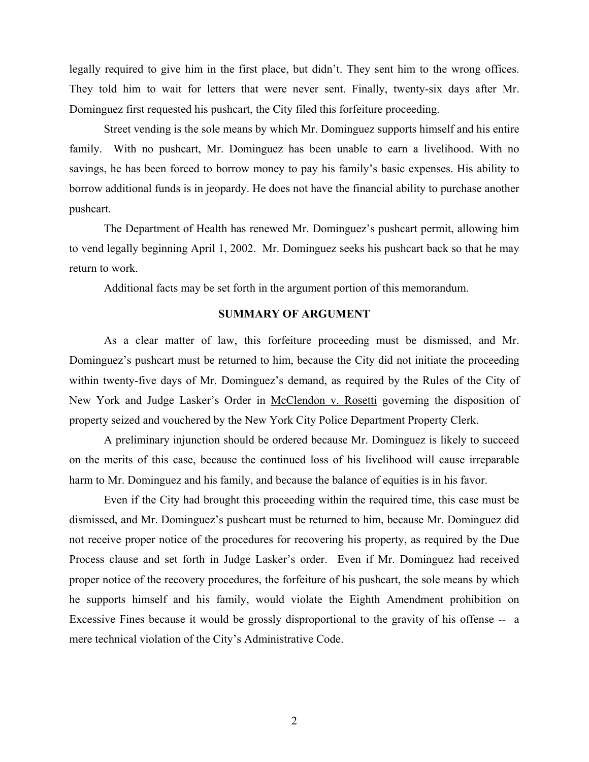legally required to give him in the first place, but didn't. They sent him to the wrong offices. They told him to wait for letters that were never sent. Finally, twenty-six days after Mr. Dominguez first requested his pushcart, the City filed this forfeiture proceeding.

Street vending is the sole means by which Mr. Dominguez supports himself and his entire family. With no pushcart, Mr. Dominguez has been unable to earn a livelihood. With no savings, he has been forced to borrow money to pay his family's basic expenses. His ability to borrow additional funds is in jeopardy. He does not have the financial ability to purchase another pushcart.

The Department of Health has renewed Mr. Dominguez's pushcart permit, allowing him to vend legally beginning April 1, 2002. Mr. Dominguez seeks his pushcart back so that he may return to work.

Additional facts may be set forth in the argument portion of this memorandum.

## SUMMARY OF ARGUMENT

As a clear matter of law, this forfeiture proceeding must be dismissed, and Mr. Dominguez's pushcart must be returned to him, because the City did not initiate the proceeding within twenty-five days of Mr. Dominguez's demand, as required by the Rules of the City of New York and Judge Lasker's Order in McClendon v. Rosetti governing the disposition of property seized and vouchered by the New York City Police Department Property Clerk.

A preliminary injunction should be ordered because Mr. Dominguez is likely to succeed on the merits of this case, because the continued loss of his livelihood will cause irreparable harm to Mr. Dominguez and his family, and because the balance of equities is in his favor.

Even if the City had brought this proceeding within the required time, this case must be dismissed, and Mr. Dominguez's pushcart must be returned to him, because Mr. Dominguez did not receive proper notice of the procedures for recovering his property, as required by the Due Process clause and set forth in Judge Lasker's order. Even if Mr. Dominguez had received proper notice of the recovery procedures, the forfeiture of his pushcart, the sole means by which he supports himself and his family, would violate the Eighth Amendment prohibition on Excessive Fines because it would be grossly disproportional to the gravity of his offense -- a mere technical violation of the City's Administrative Code.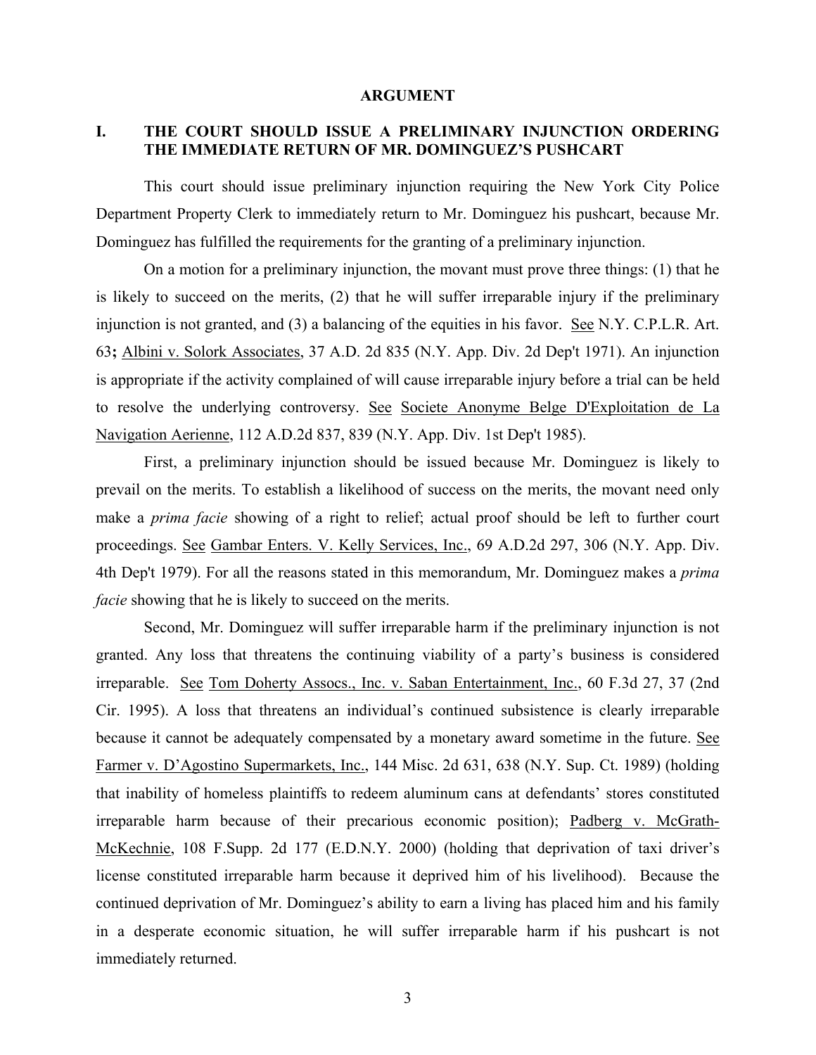# ARGUMENT

## I. THE COURT SHOULD ISSUE A PRELIMINARY INJUNCTION ORDERING THE IMMEDIATE RETURN OF MR. DOMINGUEZ'S PUSHCART

This court should issue preliminary injunction requiring the New York City Police Department Property Clerk to immediately return to Mr. Dominguez his pushcart, because Mr. Dominguez has fulfilled the requirements for the granting of a preliminary injunction.

On a motion for a preliminary injunction, the movant must prove three things: (1) that he is likely to succeed on the merits, (2) that he will suffer irreparable injury if the preliminary injunction is not granted, and (3) a balancing of the equities in his favor. See N.Y. C.P.L.R. Art. 63**;** Albini v. Solork Associates, 37 A.D. 2d 835 (N.Y. App. Div. 2d Dep't 1971). An injunction is appropriate if the activity complained of will cause irreparable injury before a trial can be held to resolve the underlying controversy. See Societe Anonyme Belge D'Exploitation de La Navigation Aerienne, 112 A.D.2d 837, 839 (N.Y. App. Div. 1st Dep't 1985).

First, a preliminary injunction should be issued because Mr. Dominguez is likely to prevail on the merits. To establish a likelihood of success on the merits, the movant need only make a *prima facie* showing of a right to relief; actual proof should be left to further court proceedings. See Gambar Enters. V. Kelly Services, Inc., 69 A.D.2d 297, 306 (N.Y. App. Div. 4th Dep't 1979). For all the reasons stated in this memorandum, Mr. Dominguez makes a *prima facie* showing that he is likely to succeed on the merits.

Second, Mr. Dominguez will suffer irreparable harm if the preliminary injunction is not granted. Any loss that threatens the continuing viability of a party's business is considered irreparable. See Tom Doherty Assocs., Inc. v. Saban Entertainment, Inc., 60 F.3d 27, 37 (2nd Cir. 1995). A loss that threatens an individual's continued subsistence is clearly irreparable because it cannot be adequately compensated by a monetary award sometime in the future. See Farmer v. D'Agostino Supermarkets, Inc., 144 Misc. 2d 631, 638 (N.Y. Sup. Ct. 1989) (holding that inability of homeless plaintiffs to redeem aluminum cans at defendants' stores constituted irreparable harm because of their precarious economic position); Padberg v. McGrath-McKechnie, 108 F.Supp. 2d 177 (E.D.N.Y. 2000) (holding that deprivation of taxi driver's license constituted irreparable harm because it deprived him of his livelihood). Because the continued deprivation of Mr. Dominguez's ability to earn a living has placed him and his family in a desperate economic situation, he will suffer irreparable harm if his pushcart is not immediately returned.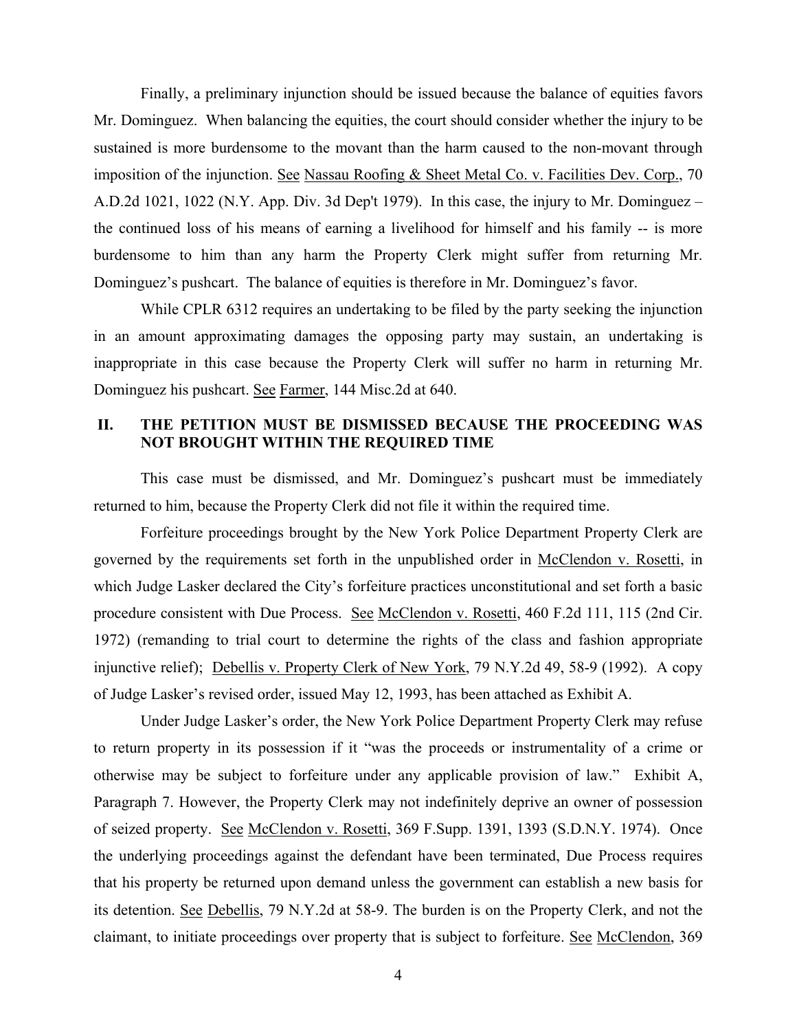Finally, a preliminary injunction should be issued because the balance of equities favors Mr. Dominguez. When balancing the equities, the court should consider whether the injury to be sustained is more burdensome to the movant than the harm caused to the non-movant through imposition of the injunction. See Nassau Roofing & Sheet Metal Co. v. Facilities Dev. Corp., 70 A.D.2d 1021, 1022 (N.Y. App. Div. 3d Dep't 1979). In this case, the injury to Mr. Dominguez – the continued loss of his means of earning a livelihood for himself and his family -- is more burdensome to him than any harm the Property Clerk might suffer from returning Mr. Dominguez's pushcart. The balance of equities is therefore in Mr. Dominguez's favor.

While CPLR 6312 requires an undertaking to be filed by the party seeking the injunction in an amount approximating damages the opposing party may sustain, an undertaking is inappropriate in this case because the Property Clerk will suffer no harm in returning Mr. Dominguez his pushcart. See Farmer, 144 Misc.2d at 640.

## II. THE PETITION MUST BE DISMISSED BECAUSE THE PROCEEDING WAS NOT BROUGHT WITHIN THE REQUIRED TIME

This case must be dismissed, and Mr. Dominguez's pushcart must be immediately returned to him, because the Property Clerk did not file it within the required time.

Forfeiture proceedings brought by the New York Police Department Property Clerk are governed by the requirements set forth in the unpublished order in McClendon v. Rosetti, in which Judge Lasker declared the City's forfeiture practices unconstitutional and set forth a basic procedure consistent with Due Process. See McClendon v. Rosetti, 460 F.2d 111, 115 (2nd Cir. 1972) (remanding to trial court to determine the rights of the class and fashion appropriate injunctive relief); Debellis v. Property Clerk of New York, 79 N.Y.2d 49, 58-9 (1992). A copy of Judge Lasker's revised order, issued May 12, 1993, has been attached as Exhibit A.

Under Judge Lasker's order, the New York Police Department Property Clerk may refuse to return property in its possession if it "was the proceeds or instrumentality of a crime or otherwise may be subject to forfeiture under any applicable provision of law." Exhibit A, Paragraph 7. However, the Property Clerk may not indefinitely deprive an owner of possession of seized property. See McClendon v. Rosetti, 369 F.Supp. 1391, 1393 (S.D.N.Y. 1974). Once the underlying proceedings against the defendant have been terminated, Due Process requires that his property be returned upon demand unless the government can establish a new basis for its detention. See Debellis, 79 N.Y.2d at 58-9. The burden is on the Property Clerk, and not the claimant, to initiate proceedings over property that is subject to forfeiture. See McClendon, 369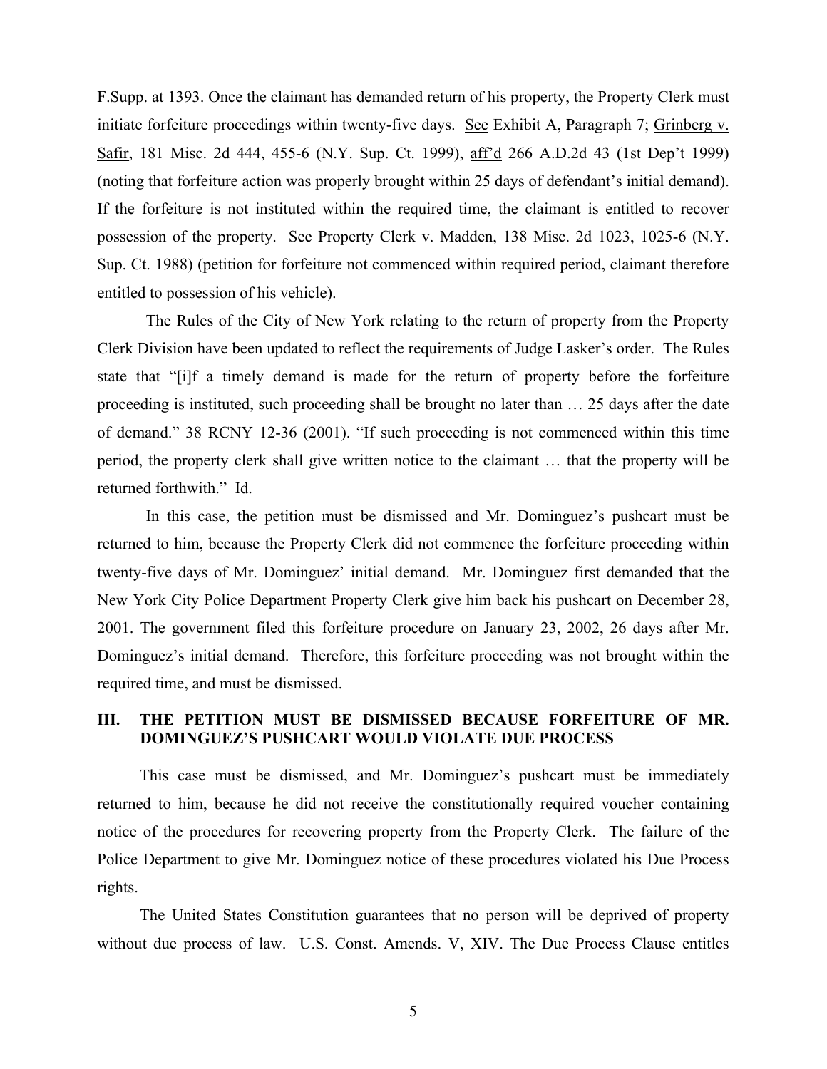F.Supp. at 1393. Once the claimant has demanded return of his property, the Property Clerk must initiate forfeiture proceedings within twenty-five days. See Exhibit A, Paragraph 7; Grinberg v. Safir, 181 Misc. 2d 444, 455-6 (N.Y. Sup. Ct. 1999), aff'd 266 A.D.2d 43 (1st Dep't 1999) (noting that forfeiture action was properly brought within 25 days of defendant's initial demand). If the forfeiture is not instituted within the required time, the claimant is entitled to recover possession of the property. See Property Clerk v. Madden, 138 Misc. 2d 1023, 1025-6 (N.Y. Sup. Ct. 1988) (petition for forfeiture not commenced within required period, claimant therefore entitled to possession of his vehicle).

The Rules of the City of New York relating to the return of property from the Property Clerk Division have been updated to reflect the requirements of Judge Lasker's order. The Rules state that "[i]f a timely demand is made for the return of property before the forfeiture proceeding is instituted, such proceeding shall be brought no later than … 25 days after the date of demand." 38 RCNY 12-36 (2001). "If such proceeding is not commenced within this time period, the property clerk shall give written notice to the claimant … that the property will be returned forthwith." Id.

In this case, the petition must be dismissed and Mr. Dominguez's pushcart must be returned to him, because the Property Clerk did not commence the forfeiture proceeding within twenty-five days of Mr. Dominguez' initial demand. Mr. Dominguez first demanded that the New York City Police Department Property Clerk give him back his pushcart on December 28, 2001. The government filed this forfeiture procedure on January 23, 2002, 26 days after Mr. Dominguez's initial demand. Therefore, this forfeiture proceeding was not brought within the required time, and must be dismissed.

## III. THE PETITION MUST BE DISMISSED BECAUSE FORFEITURE OF MR. DOMINGUEZ'S PUSHCART WOULD VIOLATE DUE PROCESS

This case must be dismissed, and Mr. Dominguez's pushcart must be immediately returned to him, because he did not receive the constitutionally required voucher containing notice of the procedures for recovering property from the Property Clerk. The failure of the Police Department to give Mr. Dominguez notice of these procedures violated his Due Process rights.

The United States Constitution guarantees that no person will be deprived of property without due process of law. U.S. Const. Amends. V, XIV. The Due Process Clause entitles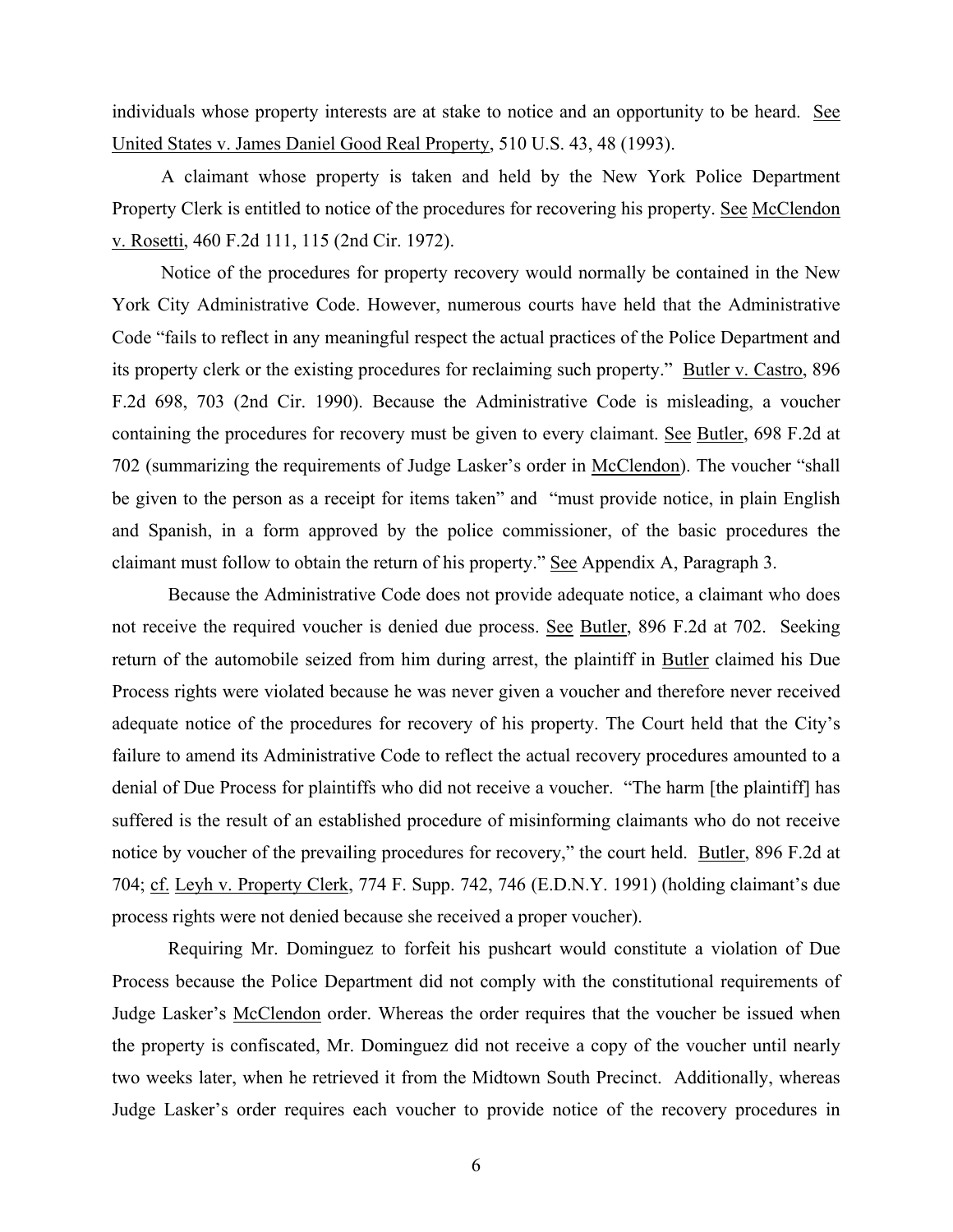individuals whose property interests are at stake to notice and an opportunity to be heard. See United States v. James Daniel Good Real Property, 510 U.S. 43, 48 (1993).

A claimant whose property is taken and held by the New York Police Department Property Clerk is entitled to notice of the procedures for recovering his property. See McClendon v. Rosetti, 460 F.2d 111, 115 (2nd Cir. 1972).

Notice of the procedures for property recovery would normally be contained in the New York City Administrative Code. However, numerous courts have held that the Administrative Code "fails to reflect in any meaningful respect the actual practices of the Police Department and its property clerk or the existing procedures for reclaiming such property." Butler v. Castro, 896 F.2d 698, 703 (2nd Cir. 1990). Because the Administrative Code is misleading, a voucher containing the procedures for recovery must be given to every claimant. See Butler, 698 F.2d at 702 (summarizing the requirements of Judge Lasker's order in McClendon). The voucher "shall be given to the person as a receipt for items taken" and "must provide notice, in plain English and Spanish, in a form approved by the police commissioner, of the basic procedures the claimant must follow to obtain the return of his property." See Appendix A, Paragraph 3.

Because the Administrative Code does not provide adequate notice, a claimant who does not receive the required voucher is denied due process. See Butler, 896 F.2d at 702. Seeking return of the automobile seized from him during arrest, the plaintiff in Butler claimed his Due Process rights were violated because he was never given a voucher and therefore never received adequate notice of the procedures for recovery of his property. The Court held that the City's failure to amend its Administrative Code to reflect the actual recovery procedures amounted to a denial of Due Process for plaintiffs who did not receive a voucher. "The harm [the plaintiff] has suffered is the result of an established procedure of misinforming claimants who do not receive notice by voucher of the prevailing procedures for recovery," the court held. Butler, 896 F.2d at 704; cf. Leyh v. Property Clerk, 774 F. Supp. 742, 746 (E.D.N.Y. 1991) (holding claimant's due process rights were not denied because she received a proper voucher).

Requiring Mr. Dominguez to forfeit his pushcart would constitute a violation of Due Process because the Police Department did not comply with the constitutional requirements of Judge Lasker's McClendon order. Whereas the order requires that the voucher be issued when the property is confiscated, Mr. Dominguez did not receive a copy of the voucher until nearly two weeks later, when he retrieved it from the Midtown South Precinct. Additionally, whereas Judge Lasker's order requires each voucher to provide notice of the recovery procedures in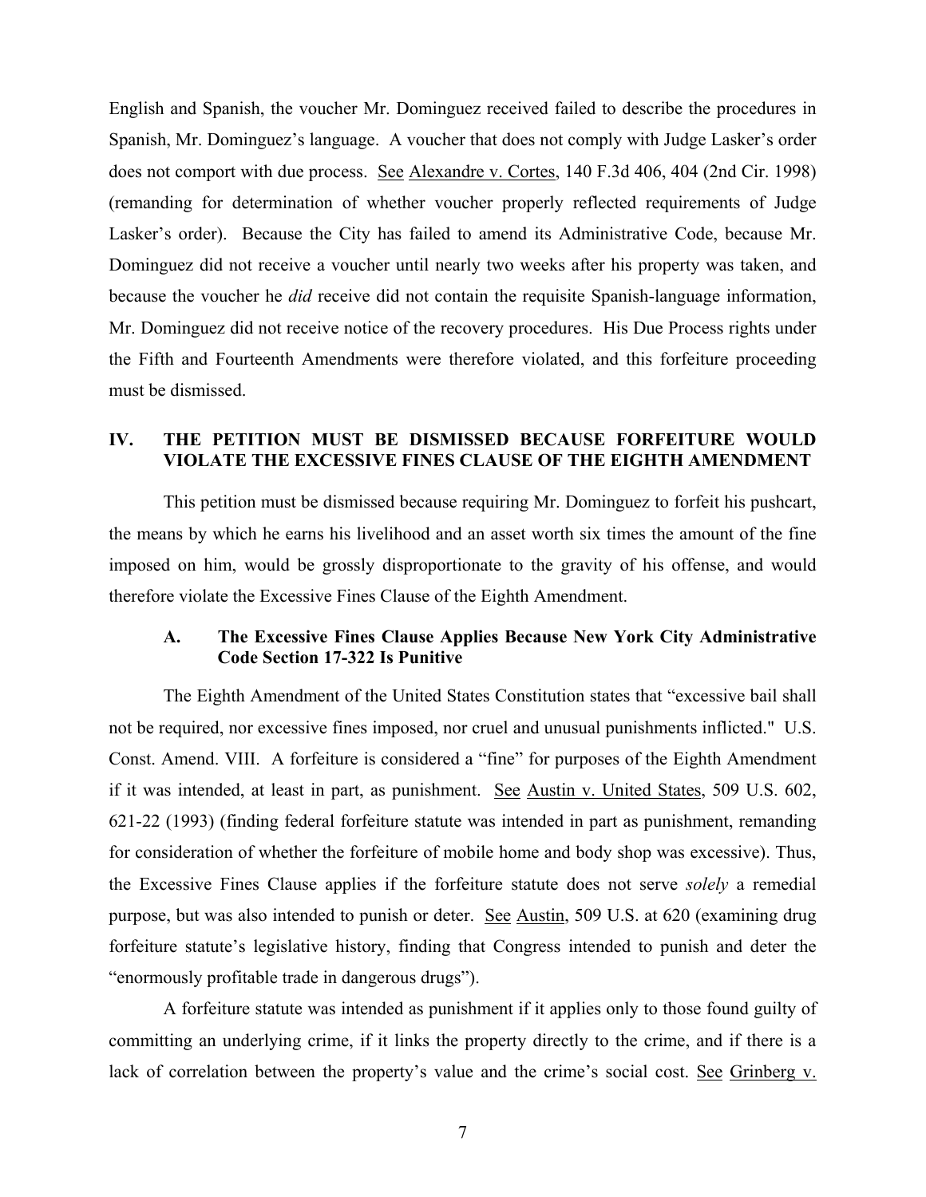English and Spanish, the voucher Mr. Dominguez received failed to describe the procedures in Spanish, Mr. Dominguez's language. A voucher that does not comply with Judge Lasker's order does not comport with due process. See Alexandre v. Cortes, 140 F.3d 406, 404 (2nd Cir. 1998) (remanding for determination of whether voucher properly reflected requirements of Judge Lasker's order). Because the City has failed to amend its Administrative Code, because Mr. Dominguez did not receive a voucher until nearly two weeks after his property was taken, and because the voucher he *did* receive did not contain the requisite Spanish-language information, Mr. Dominguez did not receive notice of the recovery procedures. His Due Process rights under the Fifth and Fourteenth Amendments were therefore violated, and this forfeiture proceeding must be dismissed.

## IV. THE PETITION MUST BE DISMISSED BECAUSE FORFEITURE WOULD VIOLATE THE EXCESSIVE FINES CLAUSE OF THE EIGHTH AMENDMENT

This petition must be dismissed because requiring Mr. Dominguez to forfeit his pushcart, the means by which he earns his livelihood and an asset worth six times the amount of the fine imposed on him, would be grossly disproportionate to the gravity of his offense, and would therefore violate the Excessive Fines Clause of the Eighth Amendment.

### A. The Excessive Fines Clause Applies Because New York City Administrative Code Section 17-322 Is Punitive

The Eighth Amendment of the United States Constitution states that "excessive bail shall not be required, nor excessive fines imposed, nor cruel and unusual punishments inflicted." U.S. Const. Amend. VIII. A forfeiture is considered a "fine" for purposes of the Eighth Amendment if it was intended, at least in part, as punishment. See Austin v. United States, 509 U.S. 602, 621-22 (1993) (finding federal forfeiture statute was intended in part as punishment, remanding for consideration of whether the forfeiture of mobile home and body shop was excessive). Thus, the Excessive Fines Clause applies if the forfeiture statute does not serve *solely* a remedial purpose, but was also intended to punish or deter. See Austin, 509 U.S. at 620 (examining drug forfeiture statute's legislative history, finding that Congress intended to punish and deter the "enormously profitable trade in dangerous drugs").

A forfeiture statute was intended as punishment if it applies only to those found guilty of committing an underlying crime, if it links the property directly to the crime, and if there is a lack of correlation between the property's value and the crime's social cost. See Grinberg v.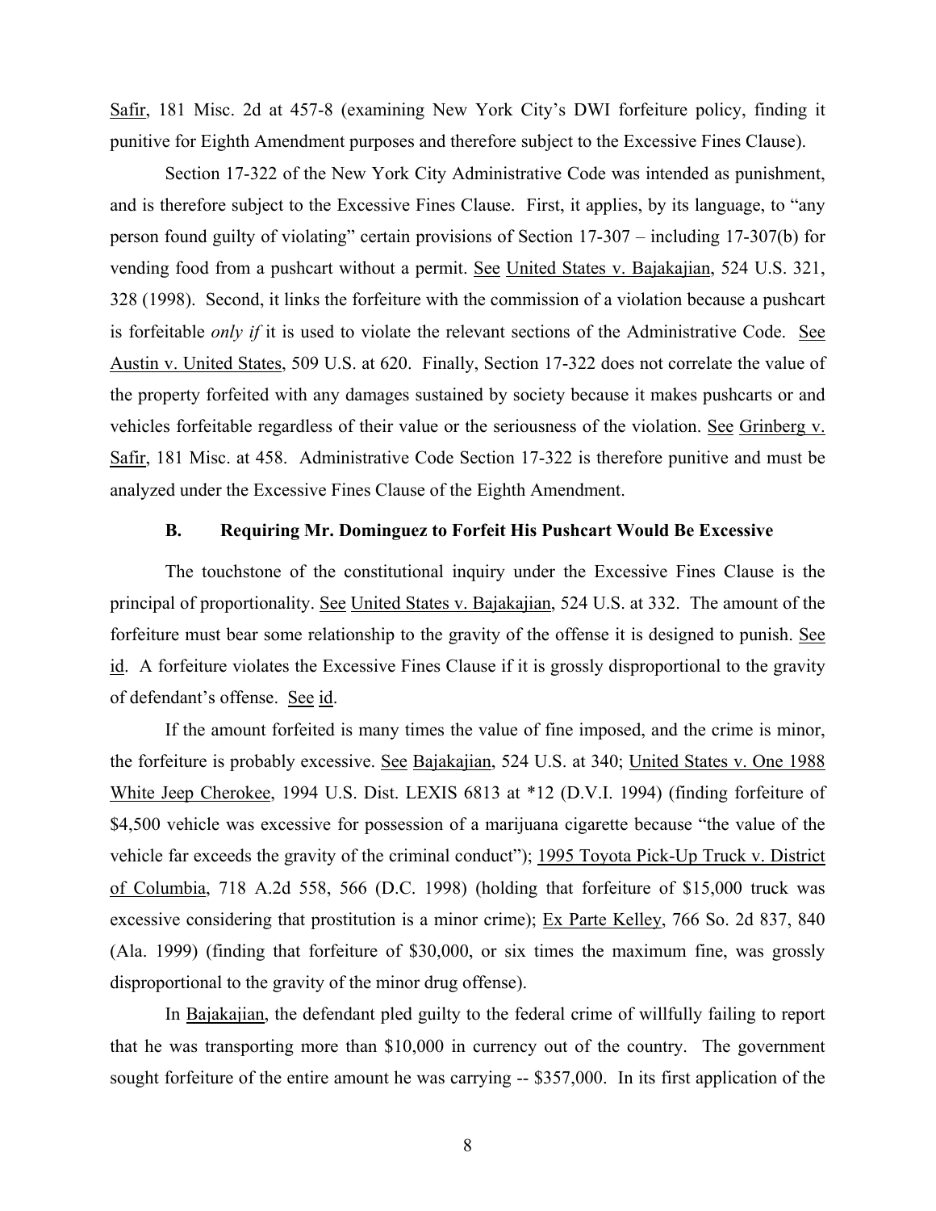Safir, 181 Misc. 2d at 457-8 (examining New York City's DWI forfeiture policy, finding it punitive for Eighth Amendment purposes and therefore subject to the Excessive Fines Clause).

Section 17-322 of the New York City Administrative Code was intended as punishment, and is therefore subject to the Excessive Fines Clause. First, it applies, by its language, to "any person found guilty of violating" certain provisions of Section 17-307 – including 17-307(b) for vending food from a pushcart without a permit. See United States v. Bajakajian, 524 U.S. 321, 328 (1998). Second, it links the forfeiture with the commission of a violation because a pushcart is forfeitable *only if* it is used to violate the relevant sections of the Administrative Code. See Austin v. United States, 509 U.S. at 620. Finally, Section 17-322 does not correlate the value of the property forfeited with any damages sustained by society because it makes pushcarts or and vehicles forfeitable regardless of their value or the seriousness of the violation. See Grinberg v. Safir, 181 Misc. at 458. Administrative Code Section 17-322 is therefore punitive and must be analyzed under the Excessive Fines Clause of the Eighth Amendment.

### B. Requiring Mr. Dominguez to Forfeit His Pushcart Would Be Excessive

The touchstone of the constitutional inquiry under the Excessive Fines Clause is the principal of proportionality. See United States v. Bajakajian, 524 U.S. at 332. The amount of the forfeiture must bear some relationship to the gravity of the offense it is designed to punish. See id. A forfeiture violates the Excessive Fines Clause if it is grossly disproportional to the gravity of defendant's offense. See id.

If the amount forfeited is many times the value of fine imposed, and the crime is minor, the forfeiture is probably excessive. See Bajakajian, 524 U.S. at 340; United States v. One 1988 White Jeep Cherokee, 1994 U.S. Dist. LEXIS 6813 at *12 (D.V.I. 1994) (finding forfeiture of $4,500 vehicle was excessive for possession of a marijuana cigarette because "the value of the vehicle far exceeds the gravity of the criminal conduct"); 1995 Toyota Pick-Up Truck v. District of Columbia, 718 A.2d 558, 566 (D.C. 1998) (holding that forfeiture of $15,000 truck was excessive considering that prostitution is a minor crime); Ex Parte Kelley, 766 So. 2d 837, 840 (Ala. 1999) (finding that forfeiture of $30,000, or six times the maximum fine, was grossly disproportional to the gravity of the minor drug offense).

In Bajakajian, the defendant pled guilty to the federal crime of willfully failing to report that he was transporting more than $10,000 in currency out of the country. The government sought forfeiture of the entire amount he was carrying -- $357,000. In its first application of the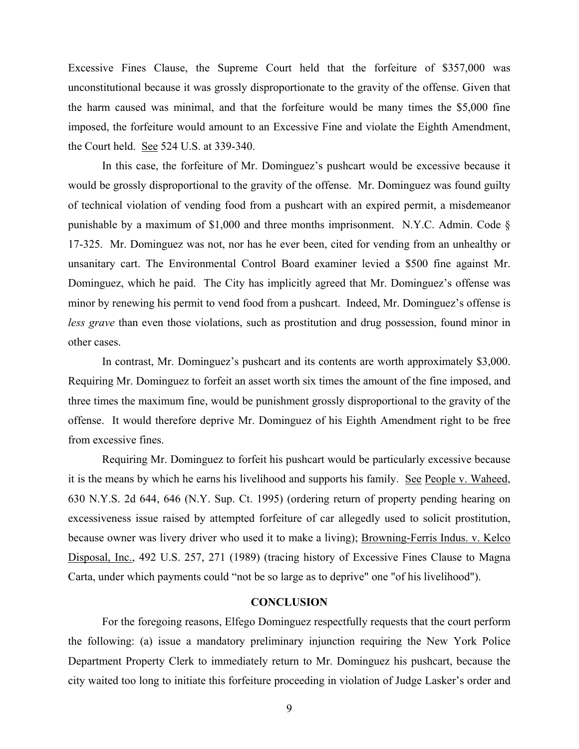Excessive Fines Clause, the Supreme Court held that the forfeiture of $357,000 was unconstitutional because it was grossly disproportionate to the gravity of the offense. Given that the harm caused was minimal, and that the forfeiture would be many times the $5,000 fine imposed, the forfeiture would amount to an Excessive Fine and violate the Eighth Amendment, the Court held. See 524 U.S. at 339-340.

In this case, the forfeiture of Mr. Dominguez's pushcart would be excessive because it would be grossly disproportional to the gravity of the offense. Mr. Dominguez was found guilty of technical violation of vending food from a pushcart with an expired permit, a misdemeanor punishable by a maximum of $1,000 and three months imprisonment. N.Y.C. Admin. Code § 17-325. Mr. Dominguez was not, nor has he ever been, cited for vending from an unhealthy or unsanitary cart. The Environmental Control Board examiner levied a $500 fine against Mr. Dominguez, which he paid. The City has implicitly agreed that Mr. Dominguez's offense was minor by renewing his permit to vend food from a pushcart. Indeed, Mr. Dominguez's offense is *less grave* than even those violations, such as prostitution and drug possession, found minor in other cases.

In contrast, Mr. Dominguez's pushcart and its contents are worth approximately $3,000. Requiring Mr. Dominguez to forfeit an asset worth six times the amount of the fine imposed, and three times the maximum fine, would be punishment grossly disproportional to the gravity of the offense. It would therefore deprive Mr. Dominguez of his Eighth Amendment right to be free from excessive fines.

Requiring Mr. Dominguez to forfeit his pushcart would be particularly excessive because it is the means by which he earns his livelihood and supports his family. See People v. Waheed, 630 N.Y.S. 2d 644, 646 (N.Y. Sup. Ct. 1995) (ordering return of property pending hearing on excessiveness issue raised by attempted forfeiture of car allegedly used to solicit prostitution, because owner was livery driver who used it to make a living); Browning-Ferris Indus. v. Kelco Disposal, Inc., 492 U.S. 257, 271 (1989) (tracing history of Excessive Fines Clause to Magna Carta, under which payments could "not be so large as to deprive" one "of his livelihood").

## CONCLUSION

For the foregoing reasons, Elfego Dominguez respectfully requests that the court perform the following: (a) issue a mandatory preliminary injunction requiring the New York Police Department Property Clerk to immediately return to Mr. Dominguez his pushcart, because the city waited too long to initiate this forfeiture proceeding in violation of Judge Lasker's order and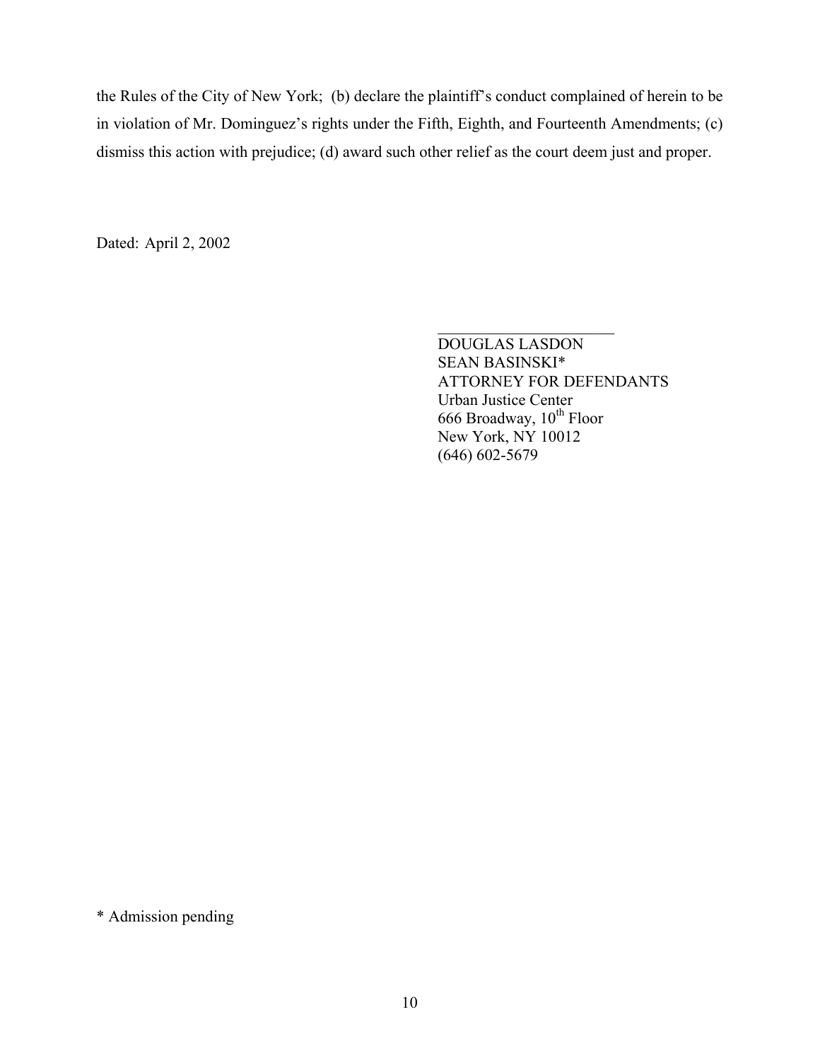the Rules of the City of New York; (b) declare the plaintiff's conduct complained of herein to be in violation of Mr. Dominguez's rights under the Fifth, Eighth, and Fourteenth Amendments; (c) dismiss this action with prejudice; (d) award such other relief as the court deem just and proper.

Dated: April 2, 2002

\_\_\_\_\_\_\_\_\_\_\_\_\_\_\_\_\_\_\_\_\_\_
DOUGLAS LASDON
SEAN BASINSKI*
ATTORNEY FOR DEFENDANTS
Urban Justice Center
666 Broadway, 10th Floor
New York, NY 10012
(646) 602-5679

\* Admission pending